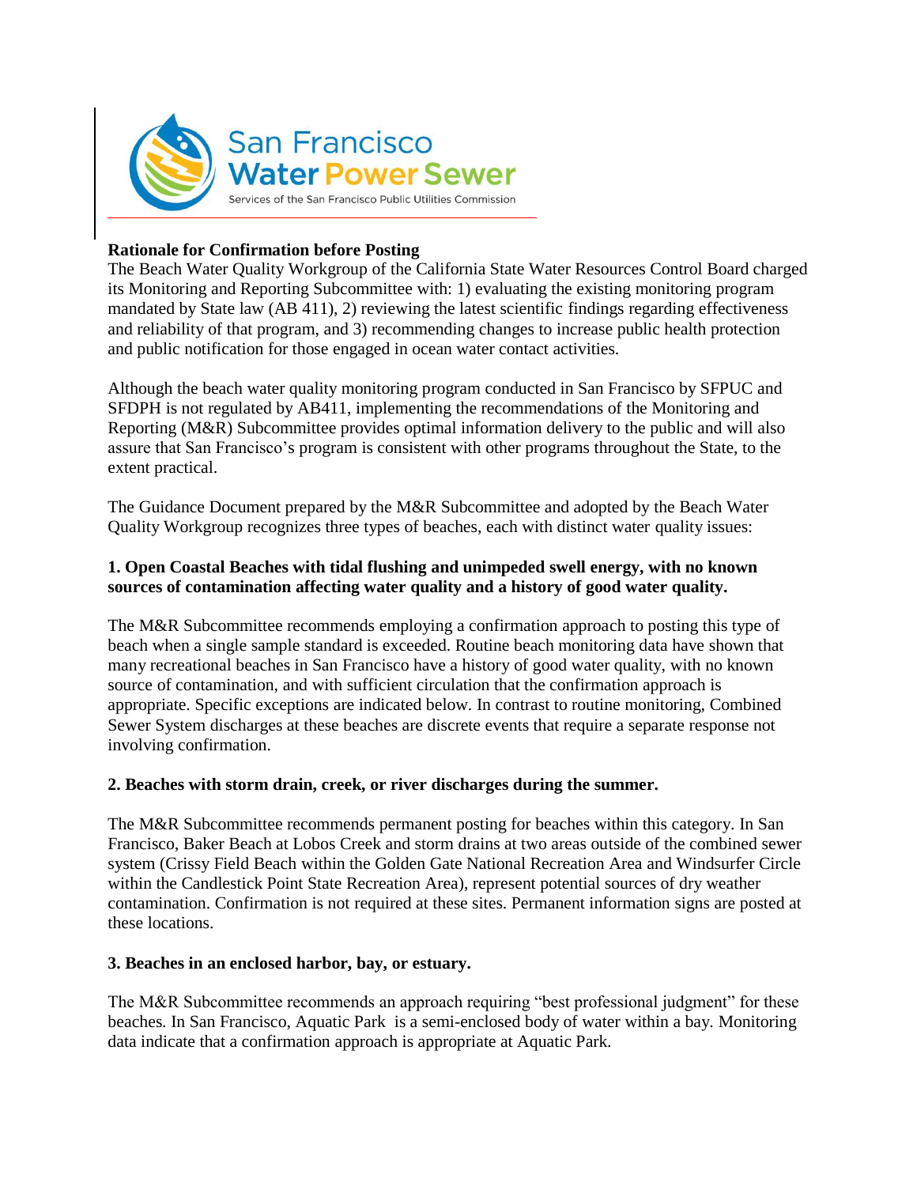San Francisco Water Power Sewer

Services of the San Francisco Public Utilities Commission

## Rationale for Confirmation before Posting

The Beach Water Quality Workgroup of the California State Water Resources Control Board charged its Monitoring and Reporting Subcommittee with: 1) evaluating the existing monitoring program mandated by State law (AB 411), 2) reviewing the latest scientific findings regarding effectiveness and reliability of that program, and 3) recommending changes to increase public health protection and public notification for those engaged in ocean water contact activities.

Although the beach water quality monitoring program conducted in San Francisco by SFPUC and SFDPH is not regulated by AB411, implementing the recommendations of the Monitoring and Reporting (M&R) Subcommittee provides optimal information delivery to the public and will also assure that San Francisco's program is consistent with other programs throughout the State, to the extent practical.

The Guidance Document prepared by the M&R Subcommittee and adopted by the Beach Water Quality Workgroup recognizes three types of beaches, each with distinct water quality issues:

### 1. Open Coastal Beaches with tidal flushing and unimpeded swell energy, with no known sources of contamination affecting water quality and a history of good water quality.

The M&R Subcommittee recommends employing a confirmation approach to posting this type of beach when a single sample standard is exceeded. Routine beach monitoring data have shown that many recreational beaches in San Francisco have a history of good water quality, with no known source of contamination, and with sufficient circulation that the confirmation approach is appropriate. Specific exceptions are indicated below. In contrast to routine monitoring, Combined Sewer System discharges at these beaches are discrete events that require a separate response not involving confirmation.

### 2. Beaches with storm drain, creek, or river discharges during the summer.

The M&R Subcommittee recommends permanent posting for beaches within this category. In San Francisco, Baker Beach at Lobos Creek and storm drains at two areas outside of the combined sewer system (Crissy Field Beach within the Golden Gate National Recreation Area and Windsurfer Circle within the Candlestick Point State Recreation Area), represent potential sources of dry weather contamination. Confirmation is not required at these sites. Permanent information signs are posted at these locations.

### 3. Beaches in an enclosed harbor, bay, or estuary.

The M&R Subcommittee recommends an approach requiring "best professional judgment" for these beaches. In San Francisco, Aquatic Park is a semi-enclosed body of water within a bay. Monitoring data indicate that a confirmation approach is appropriate at Aquatic Park.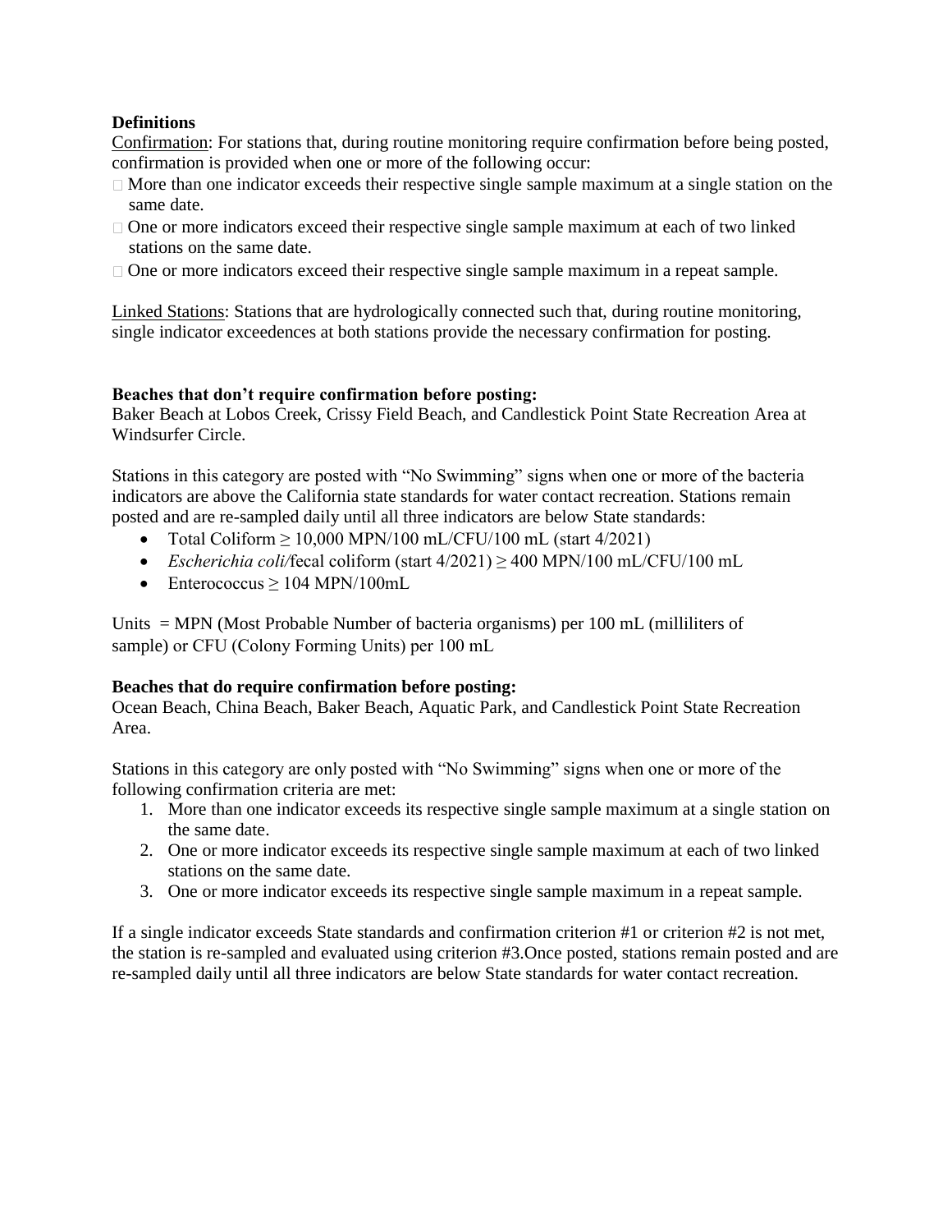**Definitions**

Confirmation: For stations that, during routine monitoring require confirmation before being posted, confirmation is provided when one or more of the following occur:

- More than one indicator exceeds their respective single sample maximum at a single station on the same date.
- One or more indicators exceed their respective single sample maximum at each of two linked stations on the same date.
- One or more indicators exceed their respective single sample maximum in a repeat sample.

Linked Stations: Stations that are hydrologically connected such that, during routine monitoring, single indicator exceedences at both stations provide the necessary confirmation for posting.

**Beaches that don't require confirmation before posting:**

Baker Beach at Lobos Creek, Crissy Field Beach, and Candlestick Point State Recreation Area at Windsurfer Circle.

Stations in this category are posted with "No Swimming" signs when one or more of the bacteria indicators are above the California state standards for water contact recreation. Stations remain posted and are re-sampled daily until all three indicators are below State standards:

- Total Coliform ≥ 10,000 MPN/100 mL/CFU/100 mL (start 4/2021)
- *Escherichia coli/*fecal coliform (start 4/2021) ≥ 400 MPN/100 mL/CFU/100 mL
- Enterococcus ≥ 104 MPN/100mL

Units = MPN (Most Probable Number of bacteria organisms) per 100 mL (milliliters of sample) or CFU (Colony Forming Units) per 100 mL

**Beaches that do require confirmation before posting:**

Ocean Beach, China Beach, Baker Beach, Aquatic Park, and Candlestick Point State Recreation Area.

Stations in this category are only posted with "No Swimming" signs when one or more of the following confirmation criteria are met:

1. More than one indicator exceeds its respective single sample maximum at a single station on the same date.
2. One or more indicator exceeds its respective single sample maximum at each of two linked stations on the same date.
3. One or more indicator exceeds its respective single sample maximum in a repeat sample.

If a single indicator exceeds State standards and confirmation criterion #1 or criterion #2 is not met, the station is re-sampled and evaluated using criterion #3.Once posted, stations remain posted and are re-sampled daily until all three indicators are below State standards for water contact recreation.